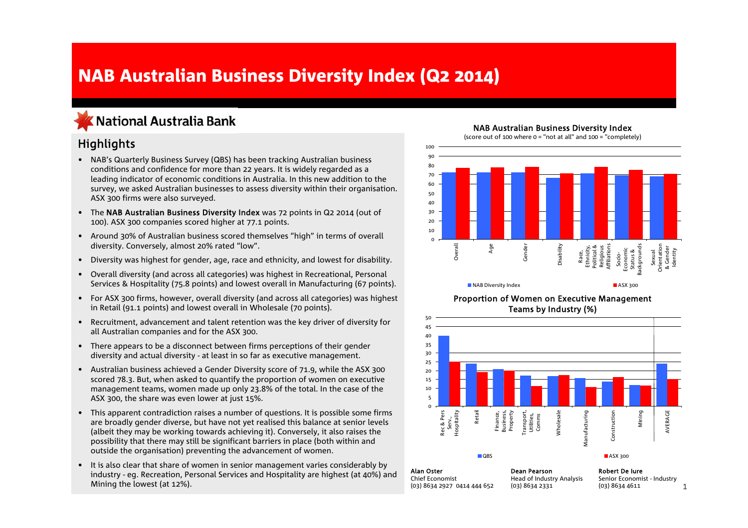# NAB Australian Business Diversity Index (Q2 2014)

National Australia Bank

## Highlights

- NAB's Quarterly Business Survey (QBS) has been tracking Australian business conditions and confidence for more than 22 years. It is widely regarded as a leading indicator of economic conditions in Australia. In this new addition to the survey, we asked Australian businesses to assess diversity within their organisation. ASX 300 firms were also surveyed.
- The **NAB Australian Business Diversity Index** was 72 points in Q2 2014 (out of 100). ASX 300 companies scored higher at 77.1 points.
- Around 30% of Australian business scored themselves "high" in terms of overall diversity. Conversely, almost 20% rated "low".
- Diversity was highest for gender, age, race and ethnicity, and lowest for disability.
- Overall diversity (and across all categories) was highest in Recreational, Personal Services & Hospitality (75.8 points) and lowest overall in Manufacturing (67 points).
- For ASX 300 firms, however, overall diversity (and across all categories) was highest in Retail (91.1 points) and lowest overall in Wholesale (70 points).
- Recruitment, advancement and talent retention was the key driver of diversity for all Australian companies and for the ASX 300.
- There appears to be a disconnect between firms perceptions of their gender diversity and actual diversity - at least in so far as executive management.
- Australian business achieved a Gender Diversity score of 71.9, while the ASX 300 scored 78.3. But, when asked to quantify the proportion of women on executive management teams, women made up only 23.8% of the total. In the case of the ASX 300, the share was even lower at just 15%.
- This apparent contradiction raises a number of questions. It is possible some firms are broadly gender diverse, but have not yet realised this balance at senior levels (albeit they may be working towards achieving it). Conversely, it also raises the possibility that there may still be significant barriers in place (both within and outside the organisation) preventing the advancement of women.
- It is also clear that share of women in senior management varies considerably by industry - eg. Recreation, Personal Services and Hospitality are highest (at 40%) and Mining the lowest (at 12%).

**NAB Australian Business Diversity Index**

(score out of 100 where 0 = "not at all" and 100 = "completely")

Categories: Overall; Age; Gender; Disability; Race, Ethnicity, Political & Religious Affiliations; Socio-Economic Status & Backgrounds; Sexual Orientation & Gender Identity

Legend: NAB Diversity Index; ASX 300

**Proportion of Women on Executive Management Teams by Industry (%)**

Categories: Rec & Pers Serv., Hospitality; Retail; Finance, Business, Property; Transport, Utilities, Comms; Wholesale; Manufacturing; Construction; Mining; AVERAGE

Legend: QBS; ASX 300

**Alan Oster**
Chief Economist
(03) 8634 2927 0414 444 652

**Dean Pearson**
Head of Industry Analysis
(03) 8634 2331

**Robert De Iure**
Senior Economist - Industry
(03) 8634 4611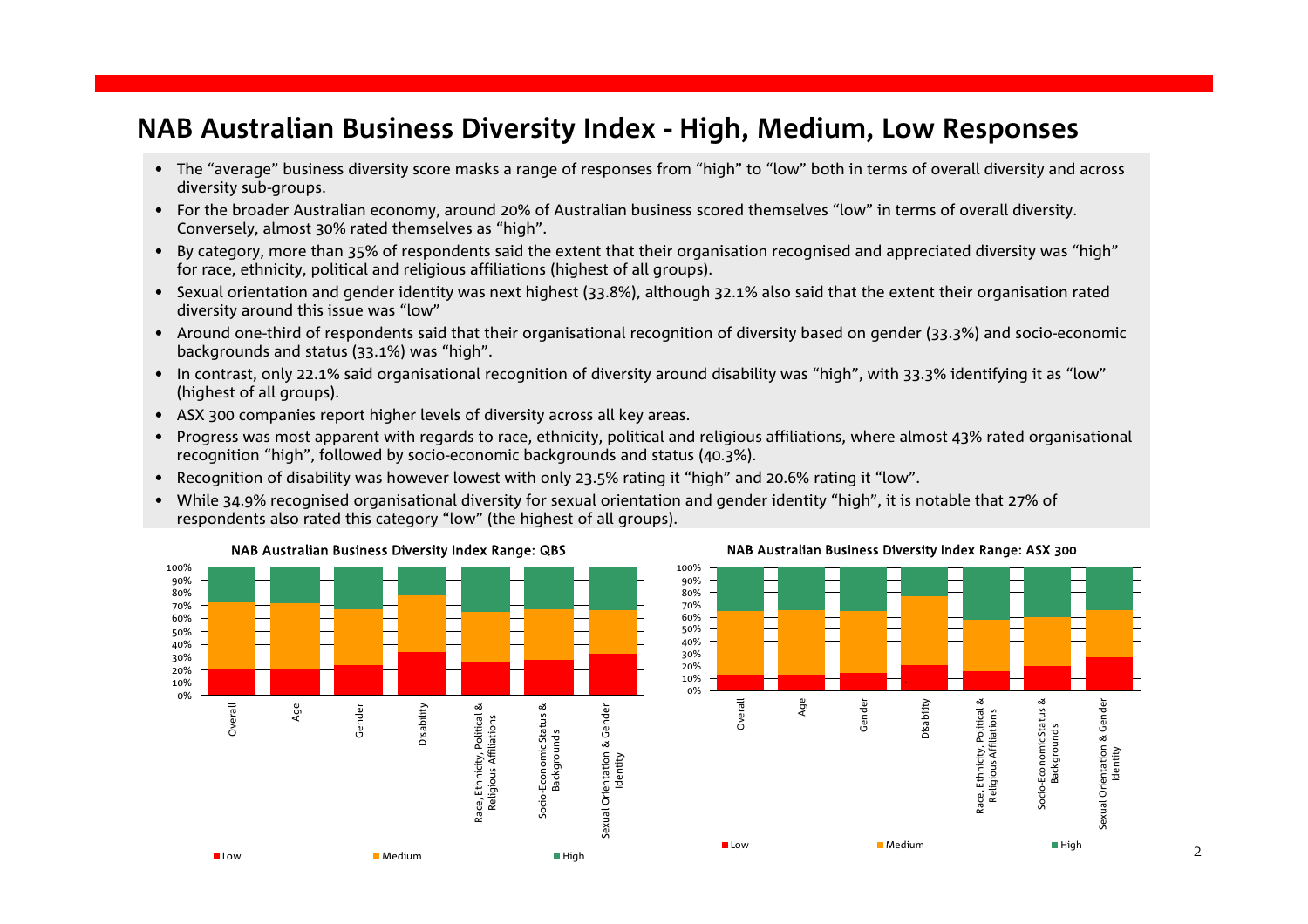# NAB Australian Business Diversity Index - High, Medium, Low Responses

- The "average" business diversity score masks a range of responses from "high" to "low" both in terms of overall diversity and across diversity sub-groups.
- For the broader Australian economy, around 20% of Australian business scored themselves "low" in terms of overall diversity. Conversely, almost 30% rated themselves as "high".
- By category, more than 35% of respondents said the extent that their organisation recognised and appreciated diversity was "high" for race, ethnicity, political and religious affiliations (highest of all groups).
- Sexual orientation and gender identity was next highest (33.8%), although 32.1% also said that the extent their organisation rated diversity around this issue was "low"
- Around one-third of respondents said that their organisational recognition of diversity based on gender (33.3%) and socio-economic backgrounds and status (33.1%) was "high".
- In contrast, only 22.1% said organisational recognition of diversity around disability was "high", with 33.3% identifying it as "low" (highest of all groups).
- ASX 300 companies report higher levels of diversity across all key areas.
- Progress was most apparent with regards to race, ethnicity, political and religious affiliations, where almost 43% rated organisational recognition "high", followed by socio-economic backgrounds and status (40.3%).
- Recognition of disability was however lowest with only 23.5% rating it "high" and 20.6% rating it "low".
- While 34.9% recognised organisational diversity for sexual orientation and gender identity "high", it is notable that 27% of respondents also rated this category "low" (the highest of all groups).

NAB Australian Business Diversity Index Range: QBS

NAB Australian Business Diversity Index Range: ASX 300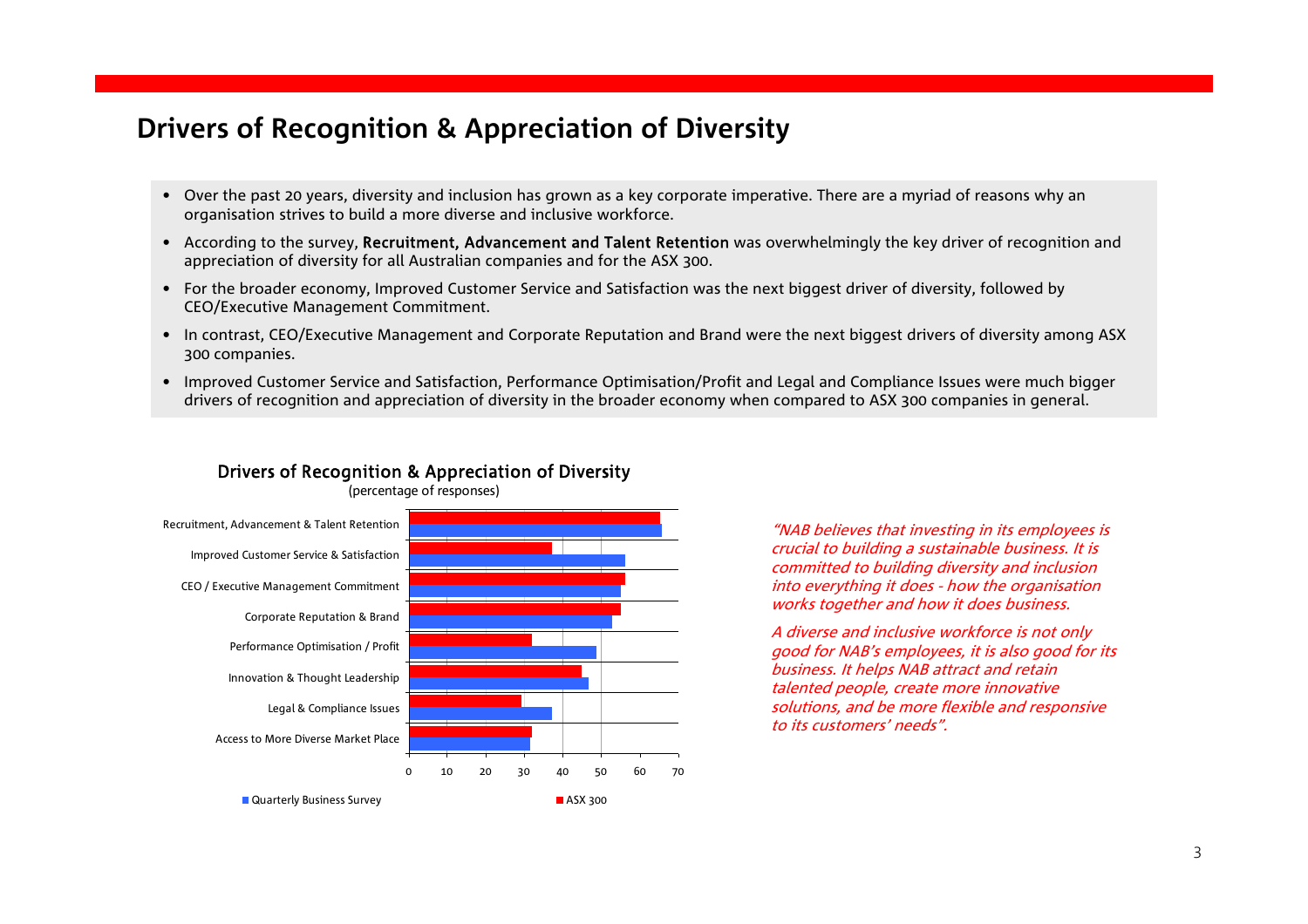## Drivers of Recognition & Appreciation of Diversity

- Over the past 20 years, diversity and inclusion has grown as a key corporate imperative. There are a myriad of reasons why an organisation strives to build a more diverse and inclusive workforce.
- According to the survey, **Recruitment, Advancement and Talent Retention** was overwhelmingly the key driver of recognition and appreciation of diversity for all Australian companies and for the ASX 300.
- For the broader economy, Improved Customer Service and Satisfaction was the next biggest driver of diversity, followed by CEO/Executive Management Commitment.
- In contrast, CEO/Executive Management and Corporate Reputation and Brand were the next biggest drivers of diversity among ASX 300 companies.
- Improved Customer Service and Satisfaction, Performance Optimisation/Profit and Legal and Compliance Issues were much bigger drivers of recognition and appreciation of diversity in the broader economy when compared to ASX 300 companies in general.

**Drivers of Recognition & Appreciation of Diversity**
(percentage of responses)

| Driver | ASX 300 | Quarterly Business Survey |
|---|---|---|
| Recruitment, Advancement & Talent Retention | 65 | 66 |
| Improved Customer Service & Satisfaction | 37 | 56 |
| CEO / Executive Management Commitment | 56 | 55 |
| Corporate Reputation & Brand | 55 | 53 |
| Performance Optimisation / Profit | 32 | 49 |
| Innovation & Thought Leadership | 45 | 47 |
| Legal & Compliance Issues | 29 | 37 |
| Access to More Diverse Market Place | 32 | 31 |

*"NAB believes that investing in its employees is crucial to building a sustainable business. It is committed to building diversity and inclusion into everything it does - how the organisation works together and how it does business.*

*A diverse and inclusive workforce is not only good for NAB's employees, it is also good for its business. It helps NAB attract and retain talented people, create more innovative solutions, and be more flexible and responsive to its customers' needs".*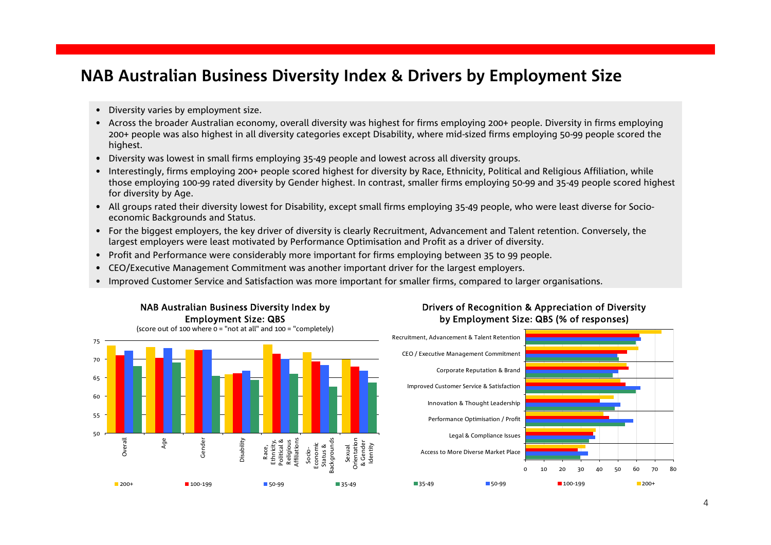# NAB Australian Business Diversity Index & Drivers by Employment Size

- Diversity varies by employment size.
- Across the broader Australian economy, overall diversity was highest for firms employing 200+ people. Diversity in firms employing 200+ people was also highest in all diversity categories except Disability, where mid-sized firms employing 50-99 people scored the highest.
- Diversity was lowest in small firms employing 35-49 people and lowest across all diversity groups.
- Interestingly, firms employing 200+ people scored highest for diversity by Race, Ethnicity, Political and Religious Affiliation, while those employing 100-99 rated diversity by Gender highest. In contrast, smaller firms employing 50-99 and 35-49 people scored highest for diversity by Age.
- All groups rated their diversity lowest for Disability, except small firms employing 35-49 people, who were least diverse for Socio-economic Backgrounds and Status.
- For the biggest employers, the key driver of diversity is clearly Recruitment, Advancement and Talent retention. Conversely, the largest employers were least motivated by Performance Optimisation and Profit as a driver of diversity.
- Profit and Performance were considerably more important for firms employing between 35 to 99 people.
- CEO/Executive Management Commitment was another important driver for the largest employers.
- Improved Customer Service and Satisfaction was more important for smaller firms, compared to larger organisations.

**NAB Australian Business Diversity Index by Employment Size: QBS**
(score out of 100 where 0 = "not at all" and 100 = "completely")

Categories: Overall; Age; Gender; Disability; Race, Ethnicity, Political & Religious Affiliations; Socio-Economic Status & Backgrounds; Sexual Orientation & Gender Identity

Legend: 200+; 100-199; 50-99; 35-49

**Drivers of Recognition & Appreciation of Diversity by Employment Size: QBS (% of responses)**

Categories: Recruitment, Advancement & Talent Retention; CEO / Executive Management Commitment; Corporate Reputation & Brand; Improved Customer Service & Satisfaction; Innovation & Thought Leadership; Performance Optimisation / Profit; Legal & Compliance Issues; Access to More Diverse Market Place

Legend: 35-49; 50-99; 100-199; 200+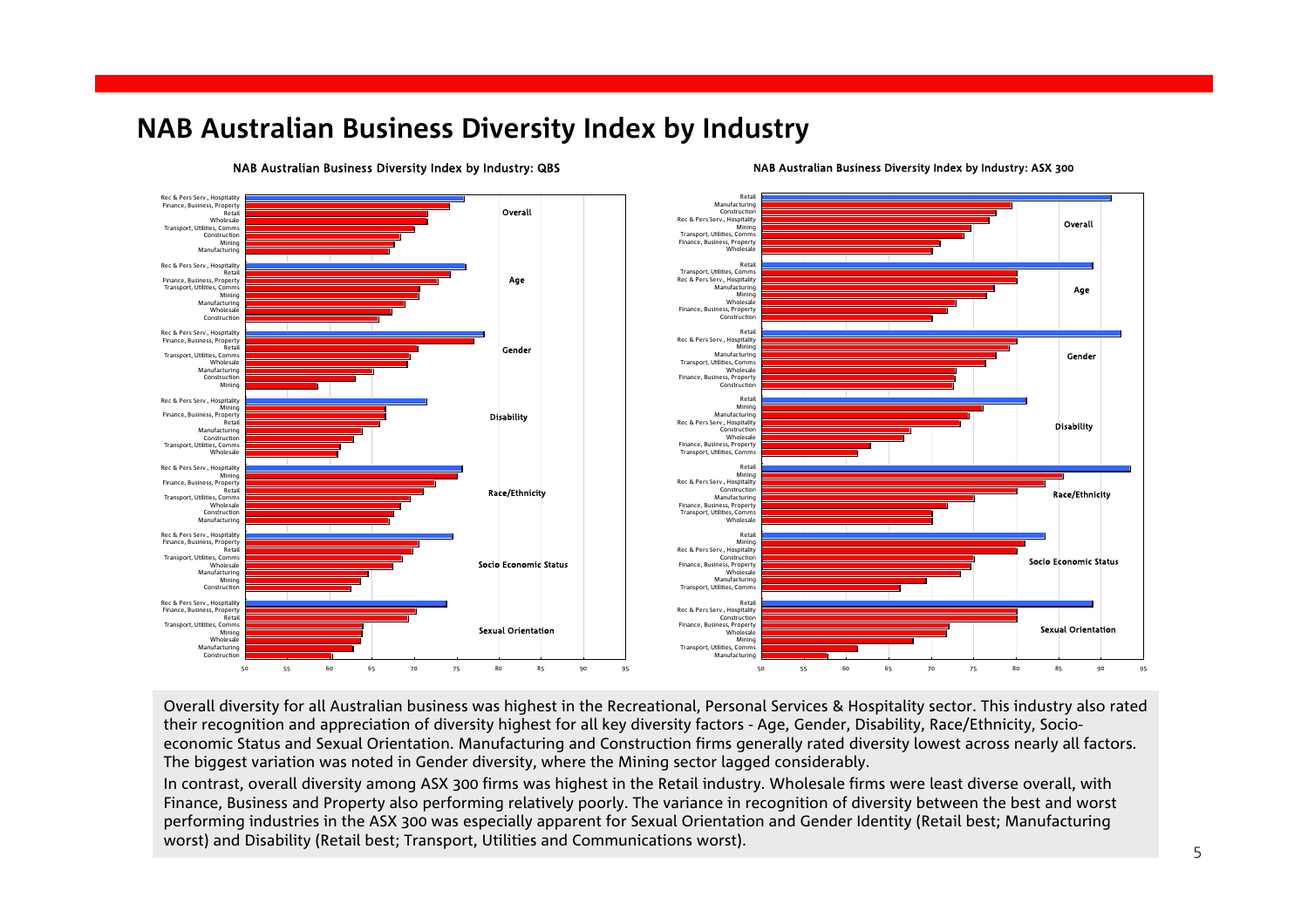# NAB Australian Business Diversity Index by Industry

**NAB Australian Business Diversity Index by Industry: QBS**

| Factor | Industry (ranked highest to lowest) |
|---|---|
| Overall | Rec & Pers Serv., Hospitality; Finance, Business, Property; Retail; Wholesale; Transport, Utilities, Comms; Construction; Mining; Manufacturing |
| Age | Rec & Pers Serv., Hospitality; Retail; Finance, Business, Property; Transport, Utilities, Comms; Mining; Manufacturing; Wholesale; Construction |
| Gender | Rec & Pers Serv., Hospitality; Finance, Business, Property; Retail; Transport, Utilities, Comms; Wholesale; Manufacturing; Construction; Mining |
| Disability | Rec & Pers Serv., Hospitality; Mining; Finance, Business, Property; Retail; Manufacturing; Construction; Transport, Utilities, Comms; Wholesale |
| Race/Ethnicity | Rec & Pers Serv., Hospitality; Mining; Finance, Business, Property; Retail; Transport, Utilities, Comms; Wholesale; Construction; Manufacturing |
| Socio Economic Status | Rec & Pers Serv., Hospitality; Finance, Business, Property; Retail; Transport, Utilities, Comms; Wholesale; Manufacturing; Mining; Construction |
| Sexual Orientation | Rec & Pers Serv., Hospitality; Finance, Business, Property; Retail; Transport, Utilities, Comms; Mining; Wholesale; Manufacturing; Construction |

**NAB Australian Business Diversity Index by Industry: ASX 300**

| Factor | Industry (ranked highest to lowest) |
|---|---|
| Overall | Retail; Manufacturing; Construction; Rec & Pers Serv., Hospitality; Mining; Transport, Utilities, Comms; Finance, Business, Property; Wholesale |
| Age | Retail; Transport, Utilities, Comms; Rec & Pers Serv., Hospitality; Manufacturing; Mining; Wholesale; Finance, Business, Property; Construction |
| Gender | Retail; Rec & Pers Serv., Hospitality; Mining; Manufacturing; Transport, Utilities, Comms; Wholesale; Finance, Business, Property; Construction |
| Disability | Retail; Mining; Manufacturing; Rec & Pers Serv., Hospitality; Construction; Wholesale; Finance, Business, Property; Transport, Utilities, Comms |
| Race/Ethnicity | Retail; Mining; Rec & Pers Serv., Hospitality; Construction; Manufacturing; Finance, Business, Property; Transport, Utilities, Comms; Wholesale |
| Socio Economic Status | Retail; Mining; Rec & Pers Serv., Hospitality; Construction; Finance, Business, Property; Wholesale; Manufacturing; Transport, Utilities, Comms |
| Sexual Orientation | Retail; Rec & Pers Serv., Hospitality; Construction; Finance, Business, Property; Wholesale; Mining; Transport, Utilities, Comms; Manufacturing |

Overall diversity for all Australian business was highest in the Recreational, Personal Services & Hospitality sector. This industry also rated their recognition and appreciation of diversity highest for all key diversity factors - Age, Gender, Disability, Race/Ethnicity, Socio-economic Status and Sexual Orientation. Manufacturing and Construction firms generally rated diversity lowest across nearly all factors. The biggest variation was noted in Gender diversity, where the Mining sector lagged considerably.

In contrast, overall diversity among ASX 300 firms was highest in the Retail industry. Wholesale firms were least diverse overall, with Finance, Business and Property also performing relatively poorly. The variance in recognition of diversity between the best and worst performing industries in the ASX 300 was especially apparent for Sexual Orientation and Gender Identity (Retail best; Manufacturing worst) and Disability (Retail best; Transport, Utilities and Communications worst).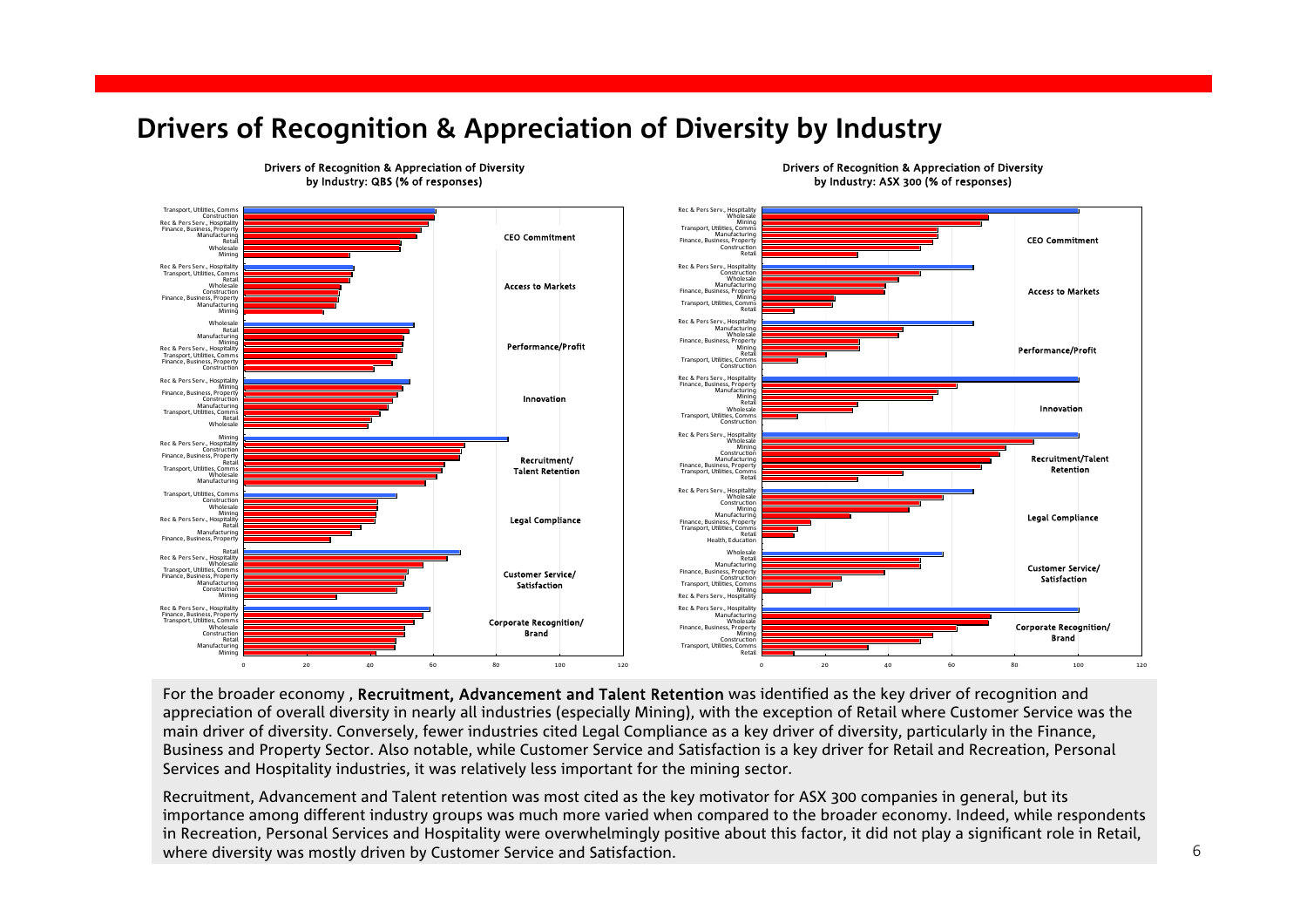# Drivers of Recognition & Appreciation of Diversity by Industry

Drivers of Recognition & Appreciation of Diversity by Industry: QBS (% of responses)

| Driver | Industries (in order shown) |
|---|---|
| CEO Commitment | Transport, Utilities, Comms; Construction; Rec & Pers Serv., Hospitality; Finance, Business, Property; Manufacturing; Retail; Wholesale; Mining |
| Access to Markets | Rec & Pers Serv., Hospitality; Transport, Utilities, Comms; Retail; Wholesale; Construction; Finance, Business, Property; Manufacturing; Mining |
| Performance/Profit | Wholesale; Retail; Manufacturing; Mining; Rec & Pers Serv., Hospitality; Transport, Utilities, Comms; Finance, Business, Property; Construction |
| Innovation | Rec & Pers Serv., Hospitality; Mining; Finance, Business, Property; Construction; Manufacturing; Transport, Utilities, Comms; Retail; Wholesale |
| Recruitment/ Talent Retention | Mining; Rec & Pers Serv., Hospitality; Construction; Finance, Business, Property; Retail; Transport, Utilities, Comms; Wholesale; Manufacturing |
| Legal Compliance | Transport, Utilities, Comms; Construction; Wholesale; Mining; Rec & Pers Serv., Hospitality; Retail; Manufacturing; Finance, Business, Property |
| Customer Service/ Satisfaction | Retail; Rec & Pers Serv., Hospitality; Wholesale; Transport, Utilities, Comms; Finance, Business, Property; Manufacturing; Construction; Mining |
| Corporate Recognition/ Brand | Rec & Pers Serv., Hospitality; Finance, Business, Property; Transport, Utilities, Comms; Wholesale; Construction; Retail; Manufacturing; Mining |

Drivers of Recognition & Appreciation of Diversity by Industry: ASX 300 (% of responses)

| Driver | Industries (in order shown) |
|---|---|
| CEO Commitment | Rec & Pers Serv., Hospitality; Wholesale; Mining; Transport, Utilities, Comms; Manufacturing; Finance, Business, Property; Construction; Retail |
| Access to Markets | Rec & Pers Serv., Hospitality; Construction; Wholesale; Manufacturing; Finance, Business, Property; Mining; Transport, Utilities, Comms; Retail |
| Performance/Profit | Rec & Pers Serv., Hospitality; Manufacturing; Wholesale; Finance, Business, Property; Mining; Retail; Transport, Utilities, Comms; Construction |
| Innovation | Rec & Pers Serv., Hospitality; Finance, Business, Property; Manufacturing; Mining; Retail; Wholesale; Transport, Utilities, Comms; Construction |
| Recruitment/Talent Retention | Rec & Pers Serv., Hospitality; Wholesale; Mining; Construction; Manufacturing; Finance, Business, Property; Transport, Utilities, Comms; Retail |
| Legal Compliance | Rec & Pers Serv., Hospitality; Wholesale; Construction; Mining; Manufacturing; Finance, Business, Property; Transport, Utilities, Comms; Retail; Health, Education |
| Customer Service/ Satisfaction | Wholesale; Retail; Manufacturing; Finance, Business, Property; Construction; Transport, Utilities, Comms; Mining; Rec & Pers Serv., Hospitality |
| Corporate Recognition/ Brand | Rec & Pers Serv., Hospitality; Manufacturing; Wholesale; Finance, Business, Property; Mining; Construction; Transport, Utilities, Comms; Retail |

For the broader economy , **Recruitment, Advancement and Talent Retention** was identified as the key driver of recognition and appreciation of overall diversity in nearly all industries (especially Mining), with the exception of Retail where Customer Service was the main driver of diversity. Conversely, fewer industries cited Legal Compliance as a key driver of diversity, particularly in the Finance, Business and Property Sector. Also notable, while Customer Service and Satisfaction is a key driver for Retail and Recreation, Personal Services and Hospitality industries, it was relatively less important for the mining sector.

Recruitment, Advancement and Talent retention was most cited as the key motivator for ASX 300 companies in general, but its importance among different industry groups was much more varied when compared to the broader economy. Indeed, while respondents in Recreation, Personal Services and Hospitality were overwhelmingly positive about this factor, it did not play a significant role in Retail, where diversity was mostly driven by Customer Service and Satisfaction.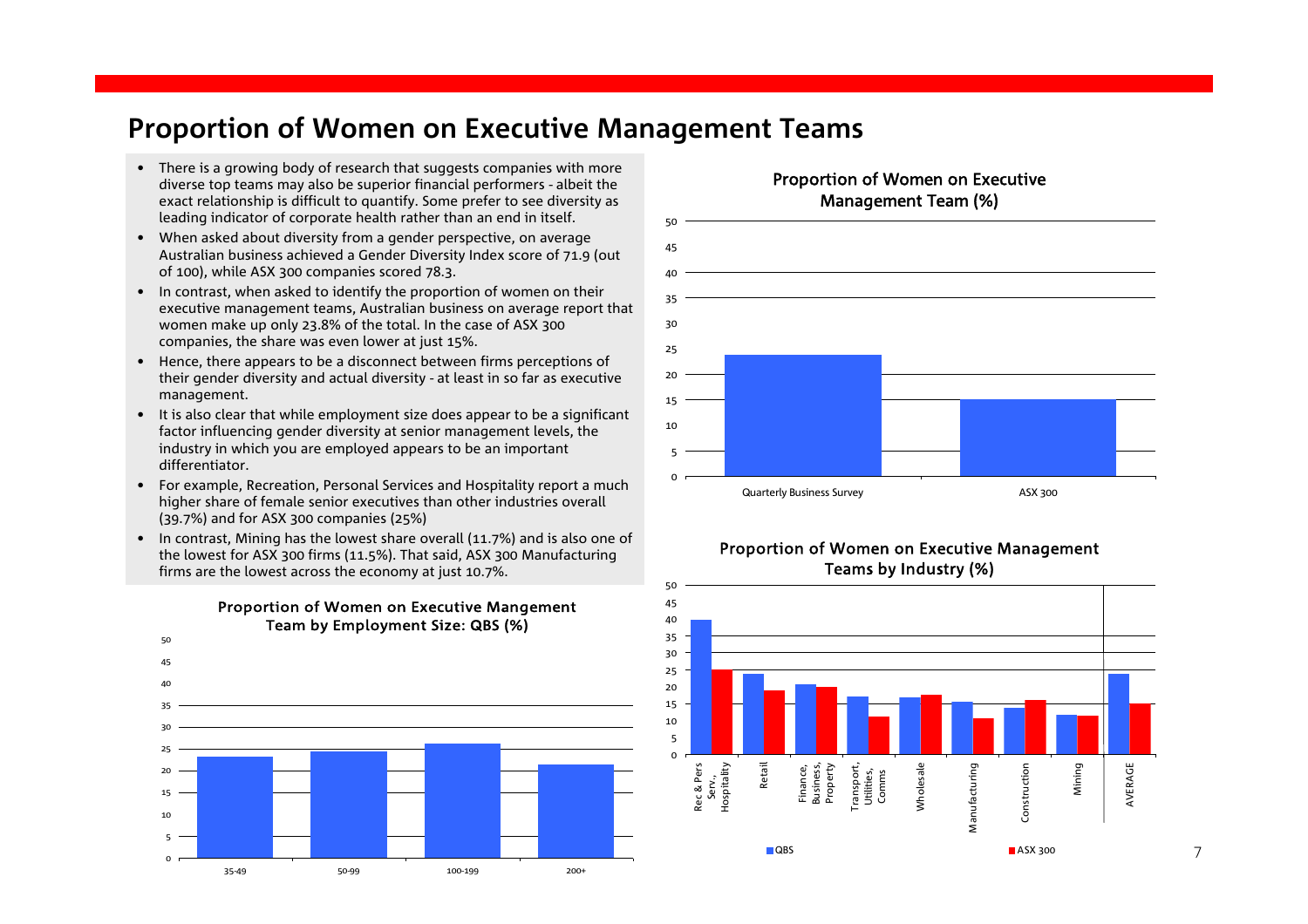# Proportion of Women on Executive Management Teams

- There is a growing body of research that suggests companies with more diverse top teams may also be superior financial performers - albeit the exact relationship is difficult to quantify. Some prefer to see diversity as leading indicator of corporate health rather than an end in itself.
- When asked about diversity from a gender perspective, on average Australian business achieved a Gender Diversity Index score of 71.9 (out of 100), while ASX 300 companies scored 78.3.
- In contrast, when asked to identify the proportion of women on their executive management teams, Australian business on average report that women make up only 23.8% of the total. In the case of ASX 300 companies, the share was even lower at just 15%.
- Hence, there appears to be a disconnect between firms perceptions of their gender diversity and actual diversity - at least in so far as executive management.
- It is also clear that while employment size does appear to be a significant factor influencing gender diversity at senior management levels, the industry in which you are employed appears to be an important differentiator.
- For example, Recreation, Personal Services and Hospitality report a much higher share of female senior executives than other industries overall (39.7%) and for ASX 300 companies (25%)
- In contrast, Mining has the lowest share overall (11.7%) and is also one of the lowest for ASX 300 firms (11.5%). That said, ASX 300 Manufacturing firms are the lowest across the economy at just 10.7%.

**Proportion of Women on Executive Management Team (%)**

(Bar chart: Quarterly Business Survey; ASX 300. Y-axis 0–50.)

**Proportion of Women on Executive Mangement Team by Employment Size: QBS (%)**

(Bar chart: 35-49; 50-99; 100-199; 200+. Y-axis 0–50.)

**Proportion of Women on Executive Management Teams by Industry (%)**

(Bar chart, QBS and ASX 300: Rec & Pers Serv., Hospitality; Retail; Finance, Business, Property; Transport, Utilities, Comms; Wholesale; Manufacturing; Construction; Mining; AVERAGE. Y-axis 0–50.)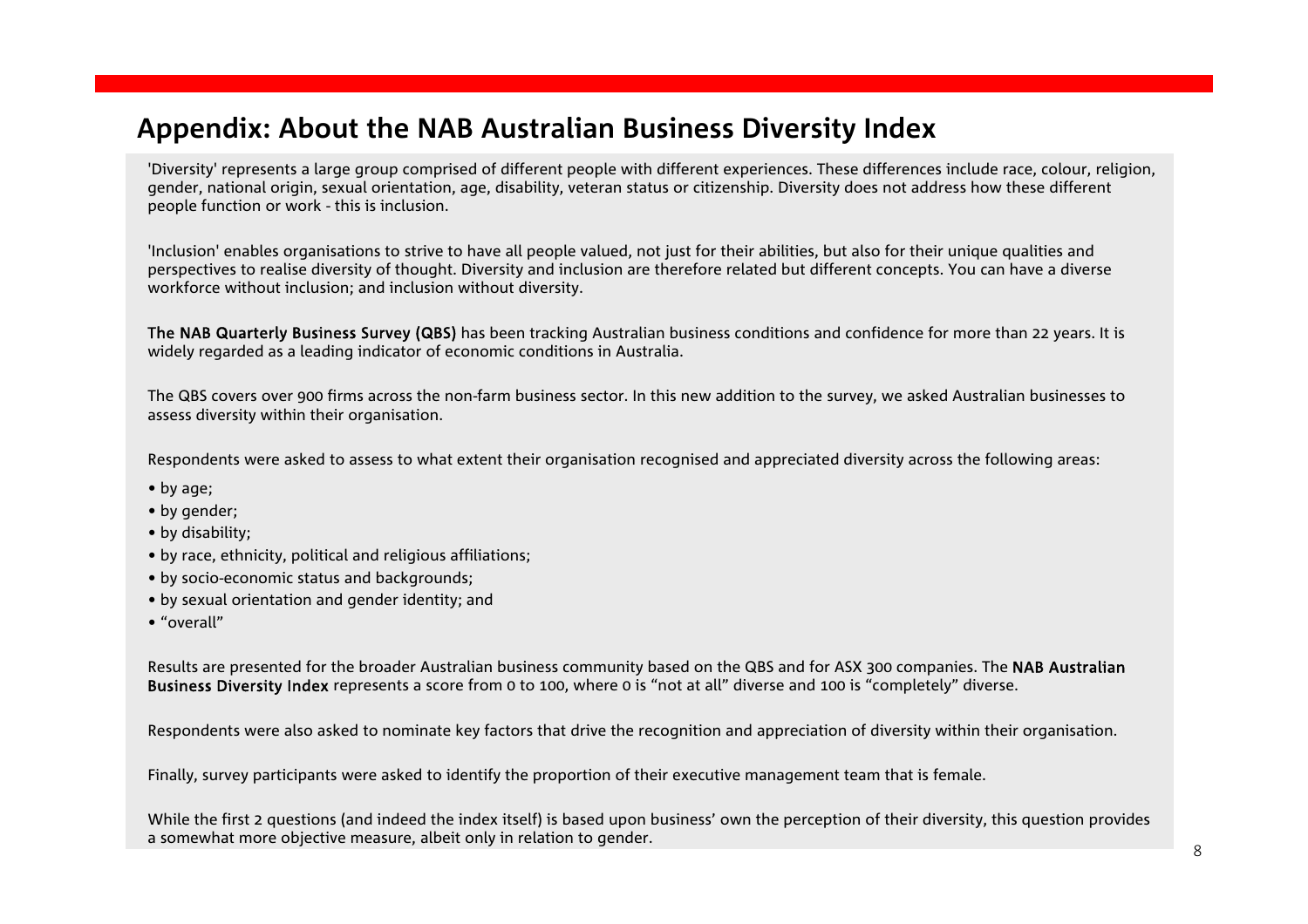# Appendix: About the NAB Australian Business Diversity Index

'Diversity' represents a large group comprised of different people with different experiences. These differences include race, colour, religion, gender, national origin, sexual orientation, age, disability, veteran status or citizenship. Diversity does not address how these different people function or work - this is inclusion.

'Inclusion' enables organisations to strive to have all people valued, not just for their abilities, but also for their unique qualities and perspectives to realise diversity of thought. Diversity and inclusion are therefore related but different concepts. You can have a diverse workforce without inclusion; and inclusion without diversity.

**The NAB Quarterly Business Survey (QBS)** has been tracking Australian business conditions and confidence for more than 22 years. It is widely regarded as a leading indicator of economic conditions in Australia.

The QBS covers over 900 firms across the non-farm business sector. In this new addition to the survey, we asked Australian businesses to assess diversity within their organisation.

Respondents were asked to assess to what extent their organisation recognised and appreciated diversity across the following areas:

- by age;
- by gender;
- by disability;
- by race, ethnicity, political and religious affiliations;
- by socio-economic status and backgrounds;
- by sexual orientation and gender identity; and
- “overall”

Results are presented for the broader Australian business community based on the QBS and for ASX 300 companies. The **NAB Australian Business Diversity Index** represents a score from 0 to 100, where 0 is “not at all” diverse and 100 is “completely” diverse.

Respondents were also asked to nominate key factors that drive the recognition and appreciation of diversity within their organisation.

Finally, survey participants were asked to identify the proportion of their executive management team that is female.

While the first 2 questions (and indeed the index itself) is based upon business' own the perception of their diversity, this question provides a somewhat more objective measure, albeit only in relation to gender.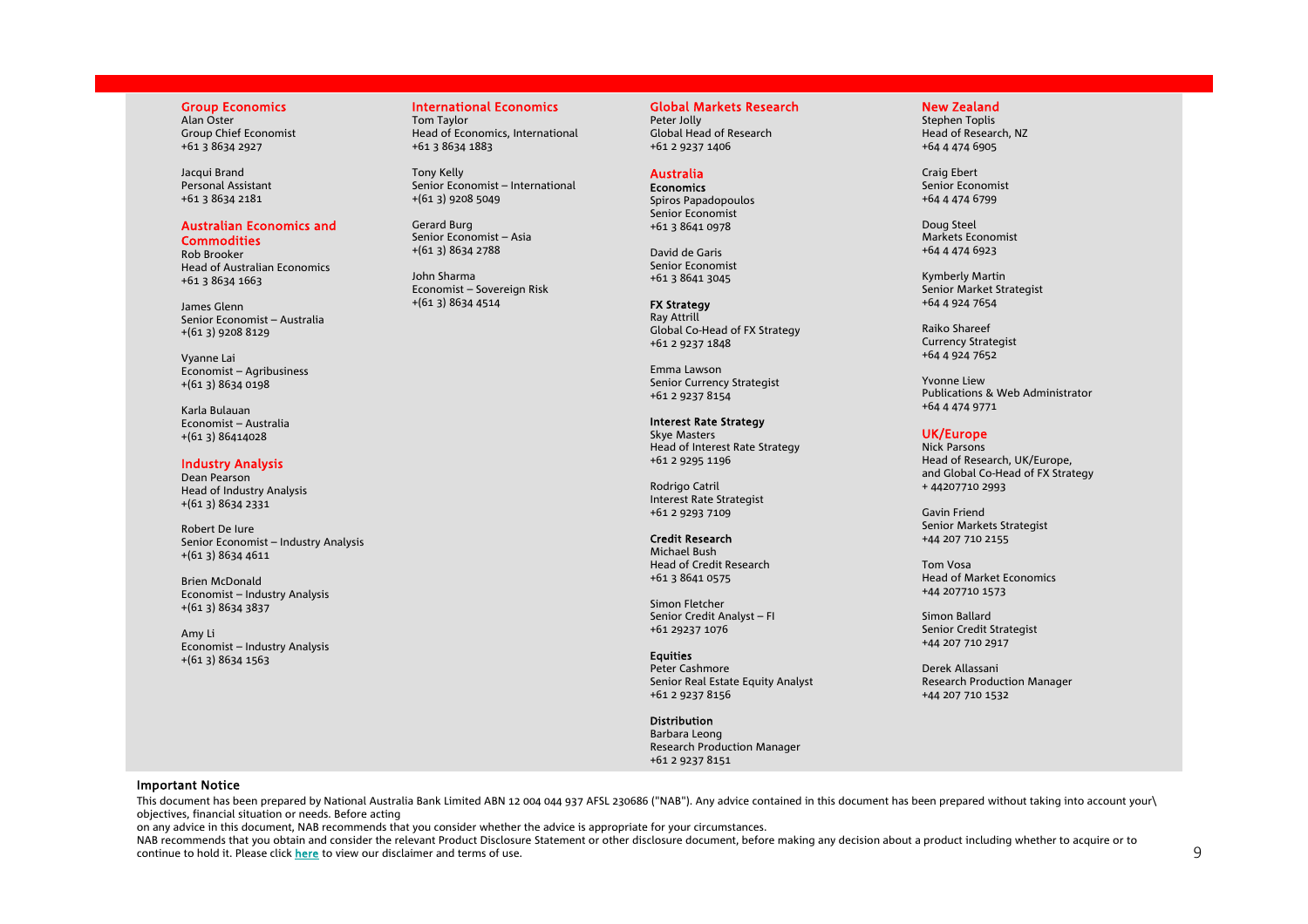## Group Economics

Alan Oster
Group Chief Economist
+61 3 8634 2927

Jacqui Brand
Personal Assistant
+61 3 8634 2181

## Australian Economics and Commodities

Rob Brooker
Head of Australian Economics
+61 3 8634 1663

James Glenn
Senior Economist – Australia
+(61 3) 9208 8129

Vyanne Lai
Economist – Agribusiness
+(61 3) 8634 0198

Karla Bulauan
Economist – Australia
+(61 3) 86414028

## Industry Analysis

Dean Pearson
Head of Industry Analysis
+(61 3) 8634 2331

Robert De Iure
Senior Economist – Industry Analysis
+(61 3) 8634 4611

Brien McDonald
Economist – Industry Analysis
+(61 3) 8634 3837

Amy Li
Economist – Industry Analysis
+(61 3) 8634 1563

## International Economics

Tom Taylor
Head of Economics, International
+61 3 8634 1883

Tony Kelly
Senior Economist – International
+(61 3) 9208 5049

Gerard Burg
Senior Economist – Asia
+(61 3) 8634 2788

John Sharma
Economist – Sovereign Risk
+(61 3) 8634 4514

## Global Markets Research

Peter Jolly
Global Head of Research
+61 2 9237 1406

## Australia

**Economics**

Spiros Papadopoulos
Senior Economist
+61 3 8641 0978

David de Garis
Senior Economist
+61 3 8641 3045

**FX Strategy**

Ray Attrill
Global Co-Head of FX Strategy
+61 2 9237 1848

Emma Lawson
Senior Currency Strategist
+61 2 9237 8154

**Interest Rate Strategy**

Skye Masters
Head of Interest Rate Strategy
+61 2 9295 1196

Rodrigo Catril
Interest Rate Strategist
+61 2 9293 7109

**Credit Research**

Michael Bush
Head of Credit Research
+61 3 8641 0575

Simon Fletcher
Senior Credit Analyst – FI
+61 29237 1076

**Equities**

Peter Cashmore
Senior Real Estate Equity Analyst
+61 2 9237 8156

**Distribution**

Barbara Leong
Research Production Manager
+61 2 9237 8151

## New Zealand

Stephen Toplis
Head of Research, NZ
+64 4 474 6905

Craig Ebert
Senior Economist
+64 4 474 6799

Doug Steel
Markets Economist
+64 4 474 6923

Kymberly Martin
Senior Market Strategist
+64 4 924 7654

Raiko Shareef
Currency Strategist
+64 4 924 7652

Yvonne Liew
Publications & Web Administrator
+64 4 474 9771

## UK/Europe

Nick Parsons
Head of Research, UK/Europe, and Global Co-Head of FX Strategy
+ 44207710 2993

Gavin Friend
Senior Markets Strategist
+44 207 710 2155

Tom Vosa
Head of Market Economics
+44 207710 1573

Simon Ballard
Senior Credit Strategist
+44 207 710 2917

Derek Allassani
Research Production Manager
+44 207 710 1532

### Important Notice

This document has been prepared by National Australia Bank Limited ABN 12 004 044 937 AFSL 230686 ("NAB"). Any advice contained in this document has been prepared without taking into account your\ objectives, financial situation or needs. Before acting
on any advice in this document, NAB recommends that you consider whether the advice is appropriate for your circumstances.
NAB recommends that you obtain and consider the relevant Product Disclosure Statement or other disclosure document, before making any decision about a product including whether to acquire or to continue to hold it. Please click **here** to view our disclaimer and terms of use.